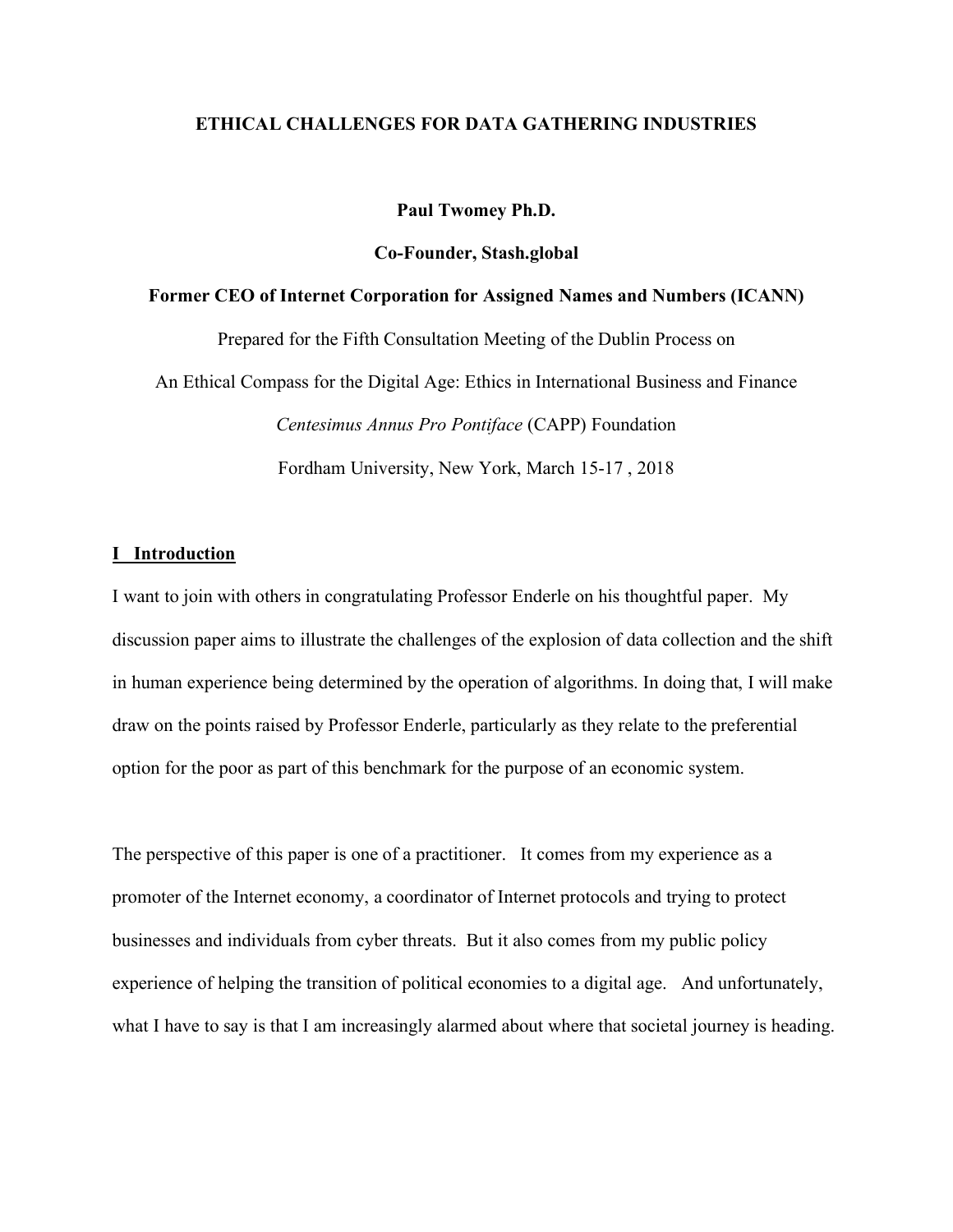# ETHICAL CHALLENGES FOR DATA GATHERING INDUSTRIES

**Paul Twomey Ph.D.**

**Co-Founder, Stash.global**

**Former CEO of Internet Corporation for Assigned Names and Numbers (ICANN)**

Prepared for the Fifth Consultation Meeting of the Dublin Process on

An Ethical Compass for the Digital Age: Ethics in International Business and Finance

*Centesimus Annus Pro Pontiface* (CAPP) Foundation

Fordham University, New York, March 15-17 , 2018

## I Introduction

I want to join with others in congratulating Professor Enderle on his thoughtful paper. My discussion paper aims to illustrate the challenges of the explosion of data collection and the shift in human experience being determined by the operation of algorithms. In doing that, I will make draw on the points raised by Professor Enderle, particularly as they relate to the preferential option for the poor as part of this benchmark for the purpose of an economic system.

The perspective of this paper is one of a practitioner. It comes from my experience as a promoter of the Internet economy, a coordinator of Internet protocols and trying to protect businesses and individuals from cyber threats. But it also comes from my public policy experience of helping the transition of political economies to a digital age. And unfortunately, what I have to say is that I am increasingly alarmed about where that societal journey is heading.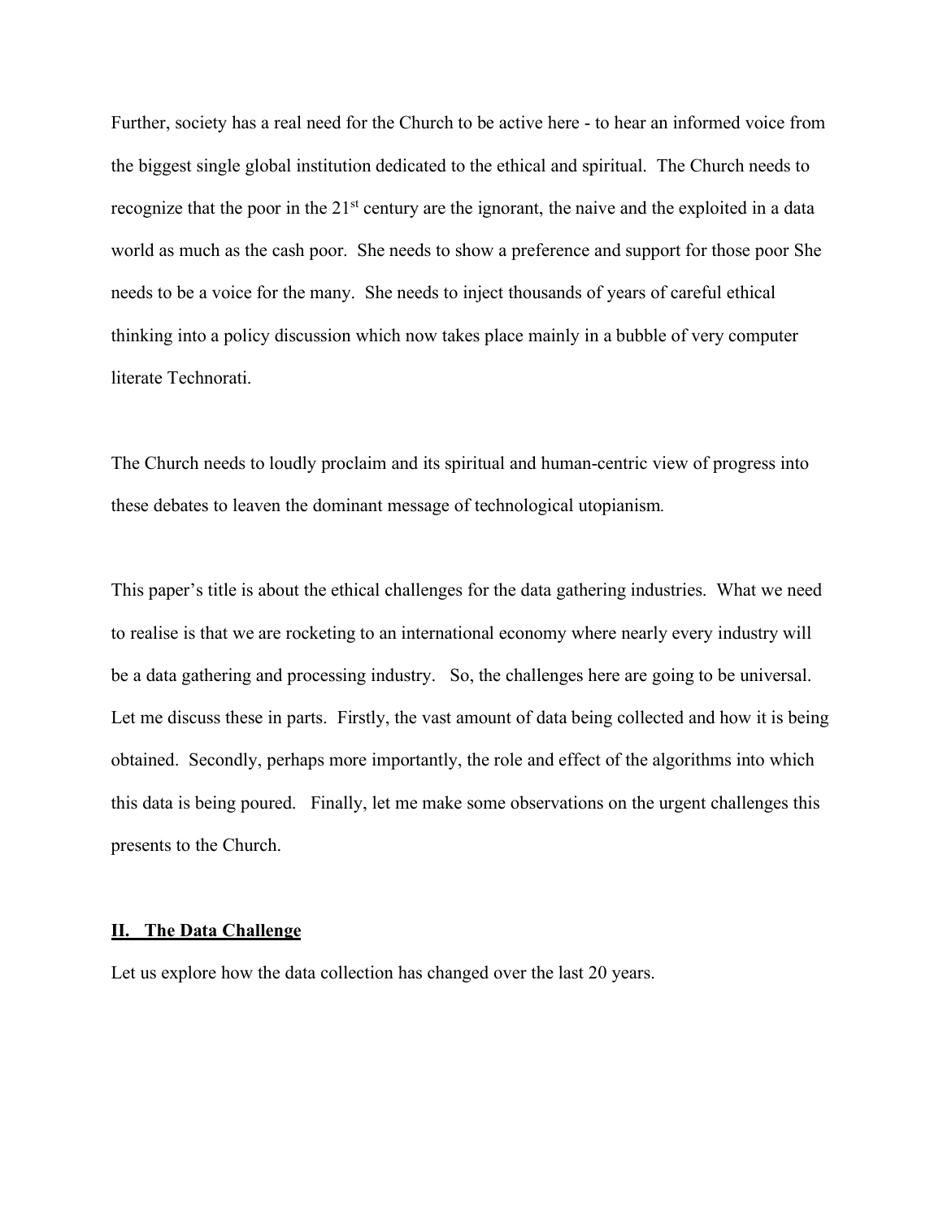Further, society has a real need for the Church to be active here - to hear an informed voice from the biggest single global institution dedicated to the ethical and spiritual. The Church needs to recognize that the poor in the 21st century are the ignorant, the naive and the exploited in a data world as much as the cash poor. She needs to show a preference and support for those poor She needs to be a voice for the many. She needs to inject thousands of years of careful ethical thinking into a policy discussion which now takes place mainly in a bubble of very computer literate Technorati.

The Church needs to loudly proclaim and its spiritual and human-centric view of progress into these debates to leaven the dominant message of technological utopianism.

This paper's title is about the ethical challenges for the data gathering industries. What we need to realise is that we are rocketing to an international economy where nearly every industry will be a data gathering and processing industry. So, the challenges here are going to be universal. Let me discuss these in parts. Firstly, the vast amount of data being collected and how it is being obtained. Secondly, perhaps more importantly, the role and effect of the algorithms into which this data is being poured. Finally, let me make some observations on the urgent challenges this presents to the Church.

## II. The Data Challenge

Let us explore how the data collection has changed over the last 20 years.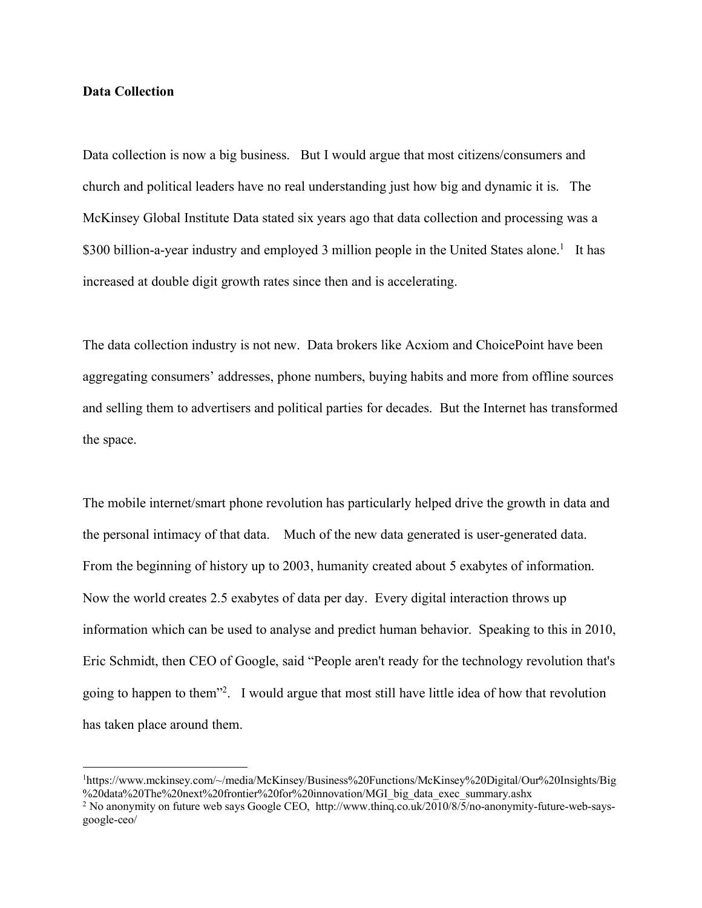**Data Collection**

Data collection is now a big business. But I would argue that most citizens/consumers and church and political leaders have no real understanding just how big and dynamic it is. The McKinsey Global Institute Data stated six years ago that data collection and processing was a $300 billion-a-year industry and employed 3 million people in the United States alone.[1] It has increased at double digit growth rates since then and is accelerating.

The data collection industry is not new. Data brokers like Acxiom and ChoicePoint have been aggregating consumers' addresses, phone numbers, buying habits and more from offline sources and selling them to advertisers and political parties for decades. But the Internet has transformed the space.

The mobile internet/smart phone revolution has particularly helped drive the growth in data and the personal intimacy of that data. Much of the new data generated is user-generated data. From the beginning of history up to 2003, humanity created about 5 exabytes of information. Now the world creates 2.5 exabytes of data per day. Every digital interaction throws up information which can be used to analyse and predict human behavior. Speaking to this in 2010, Eric Schmidt, then CEO of Google, said "People aren't ready for the technology revolution that's going to happen to them"[2]. I would argue that most still have little idea of how that revolution has taken place around them.

---

[1] https://www.mckinsey.com/~/media/McKinsey/Business%20Functions/McKinsey%20Digital/Our%20Insights/Big%20data%20The%20next%20frontier%20for%20innovation/MGI_big_data_exec_summary.ashx

[2] No anonymity on future web says Google CEO, http://www.thinq.co.uk/2010/8/5/no-anonymity-future-web-says-google-ceo/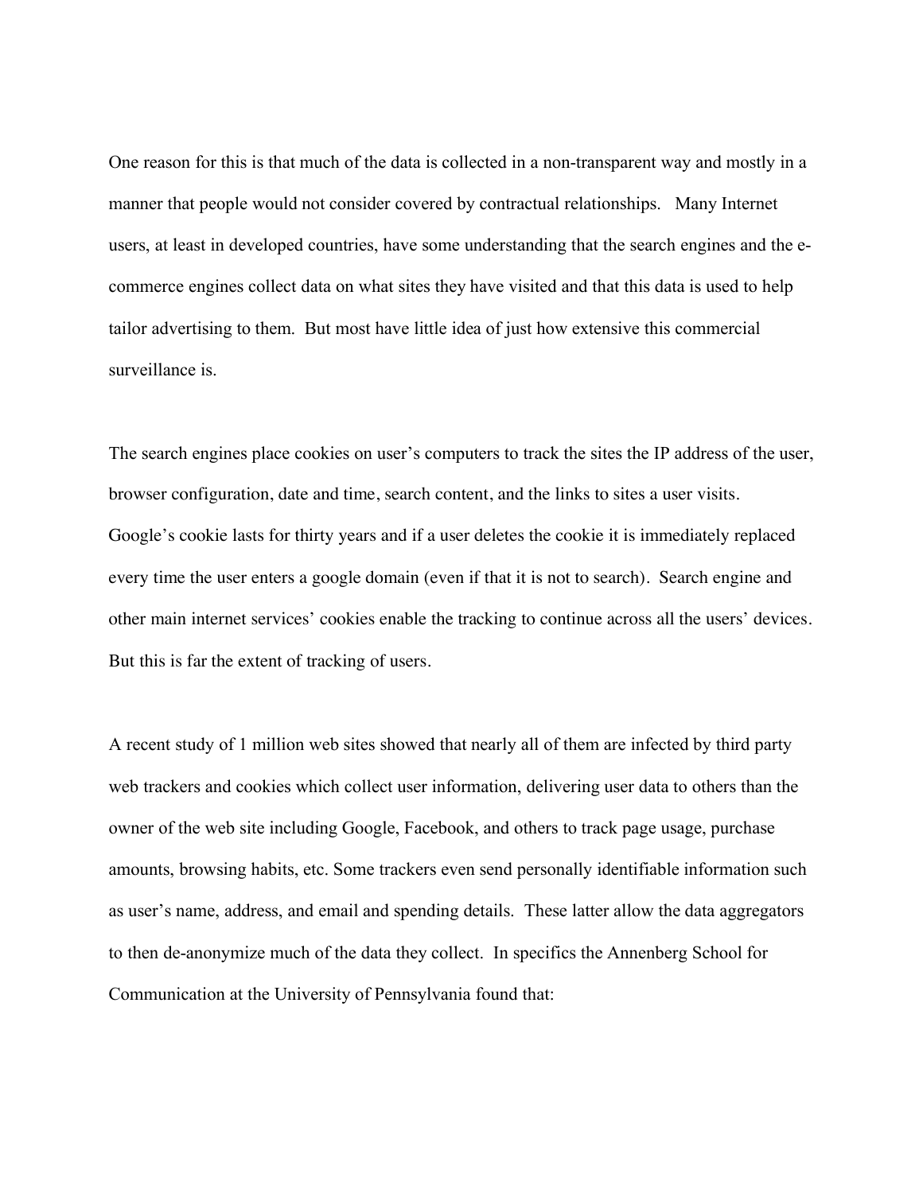One reason for this is that much of the data is collected in a non-transparent way and mostly in a manner that people would not consider covered by contractual relationships. Many Internet users, at least in developed countries, have some understanding that the search engines and the e-commerce engines collect data on what sites they have visited and that this data is used to help tailor advertising to them. But most have little idea of just how extensive this commercial surveillance is.

The search engines place cookies on user's computers to track the sites the IP address of the user, browser configuration, date and time, search content, and the links to sites a user visits. Google's cookie lasts for thirty years and if a user deletes the cookie it is immediately replaced every time the user enters a google domain (even if that it is not to search). Search engine and other main internet services' cookies enable the tracking to continue across all the users' devices. But this is far the extent of tracking of users.

A recent study of 1 million web sites showed that nearly all of them are infected by third party web trackers and cookies which collect user information, delivering user data to others than the owner of the web site including Google, Facebook, and others to track page usage, purchase amounts, browsing habits, etc. Some trackers even send personally identifiable information such as user's name, address, and email and spending details. These latter allow the data aggregators to then de-anonymize much of the data they collect. In specifics the Annenberg School for Communication at the University of Pennsylvania found that: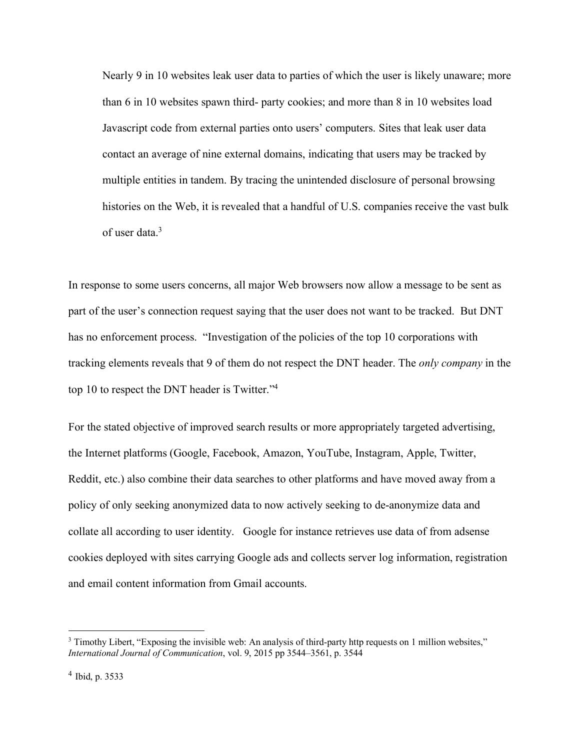> Nearly 9 in 10 websites leak user data to parties of which the user is likely unaware; more than 6 in 10 websites spawn third- party cookies; and more than 8 in 10 websites load Javascript code from external parties onto users' computers. Sites that leak user data contact an average of nine external domains, indicating that users may be tracked by multiple entities in tandem. By tracing the unintended disclosure of personal browsing histories on the Web, it is revealed that a handful of U.S. companies receive the vast bulk of user data.[3]

In response to some users concerns, all major Web browsers now allow a message to be sent as part of the user's connection request saying that the user does not want to be tracked. But DNT has no enforcement process. "Investigation of the policies of the top 10 corporations with tracking elements reveals that 9 of them do not respect the DNT header. The *only company* in the top 10 to respect the DNT header is Twitter."[4]

For the stated objective of improved search results or more appropriately targeted advertising, the Internet platforms (Google, Facebook, Amazon, YouTube, Instagram, Apple, Twitter, Reddit, etc.) also combine their data searches to other platforms and have moved away from a policy of only seeking anonymized data to now actively seeking to de-anonymize data and collate all according to user identity. Google for instance retrieves use data of from adsense cookies deployed with sites carrying Google ads and collects server log information, registration and email content information from Gmail accounts.

---

[3] Timothy Libert, "Exposing the invisible web: An analysis of third-party http requests on 1 million websites," *International Journal of Communication*, vol. 9, 2015 pp 3544–3561, p. 3544

[4] Ibid, p. 3533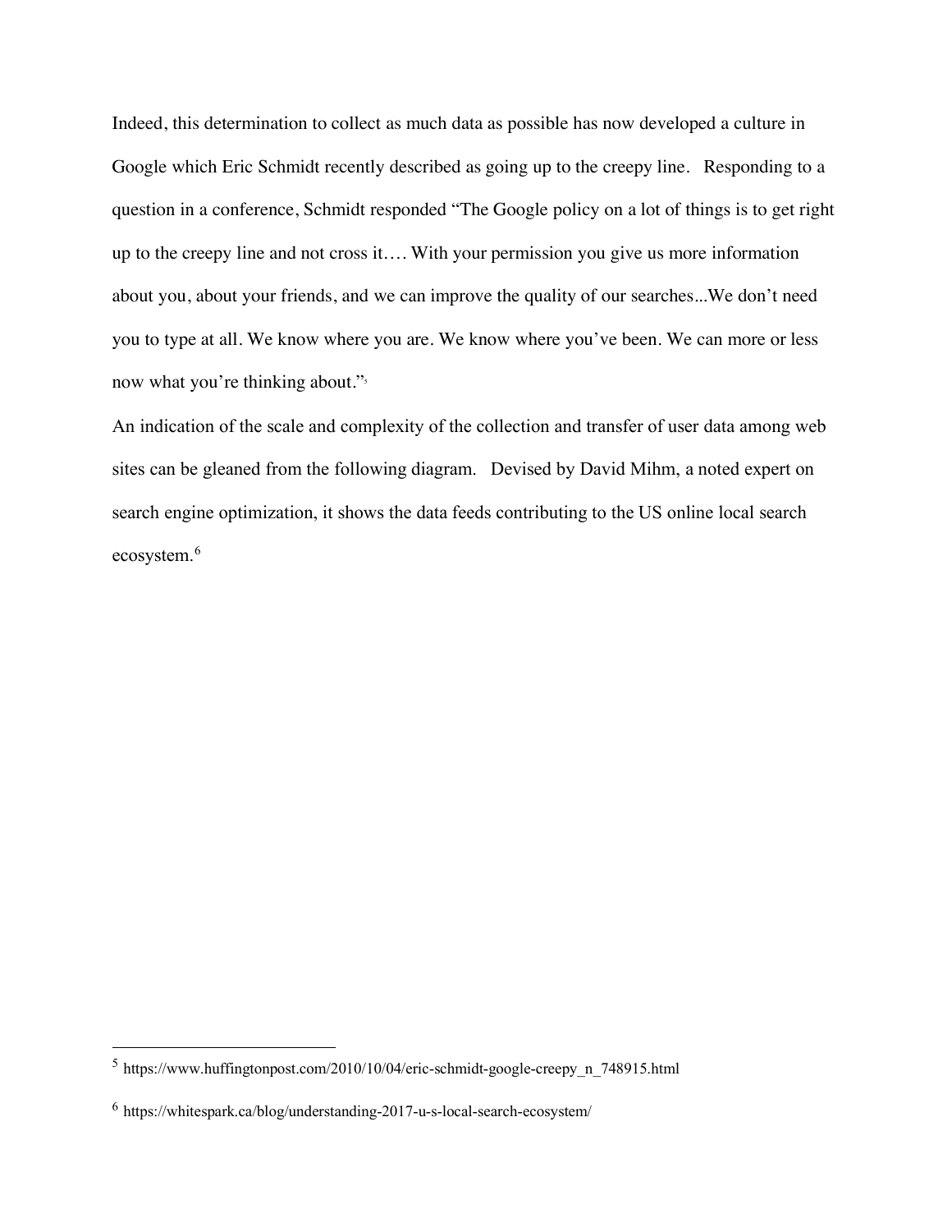Indeed, this determination to collect as much data as possible has now developed a culture in Google which Eric Schmidt recently described as going up to the creepy line. Responding to a question in a conference, Schmidt responded "The Google policy on a lot of things is to get right up to the creepy line and not cross it…. With your permission you give us more information about you, about your friends, and we can improve the quality of our searches...We don't need you to type at all. We know where you are. We know where you've been. We can more or less now what you're thinking about."[5]

An indication of the scale and complexity of the collection and transfer of user data among web sites can be gleaned from the following diagram. Devised by David Mihm, a noted expert on search engine optimization, it shows the data feeds contributing to the US online local search ecosystem.[6]

---

[5] https://www.huffingtonpost.com/2010/10/04/eric-schmidt-google-creepy_n_748915.html

[6] https://whitespark.ca/blog/understanding-2017-u-s-local-search-ecosystem/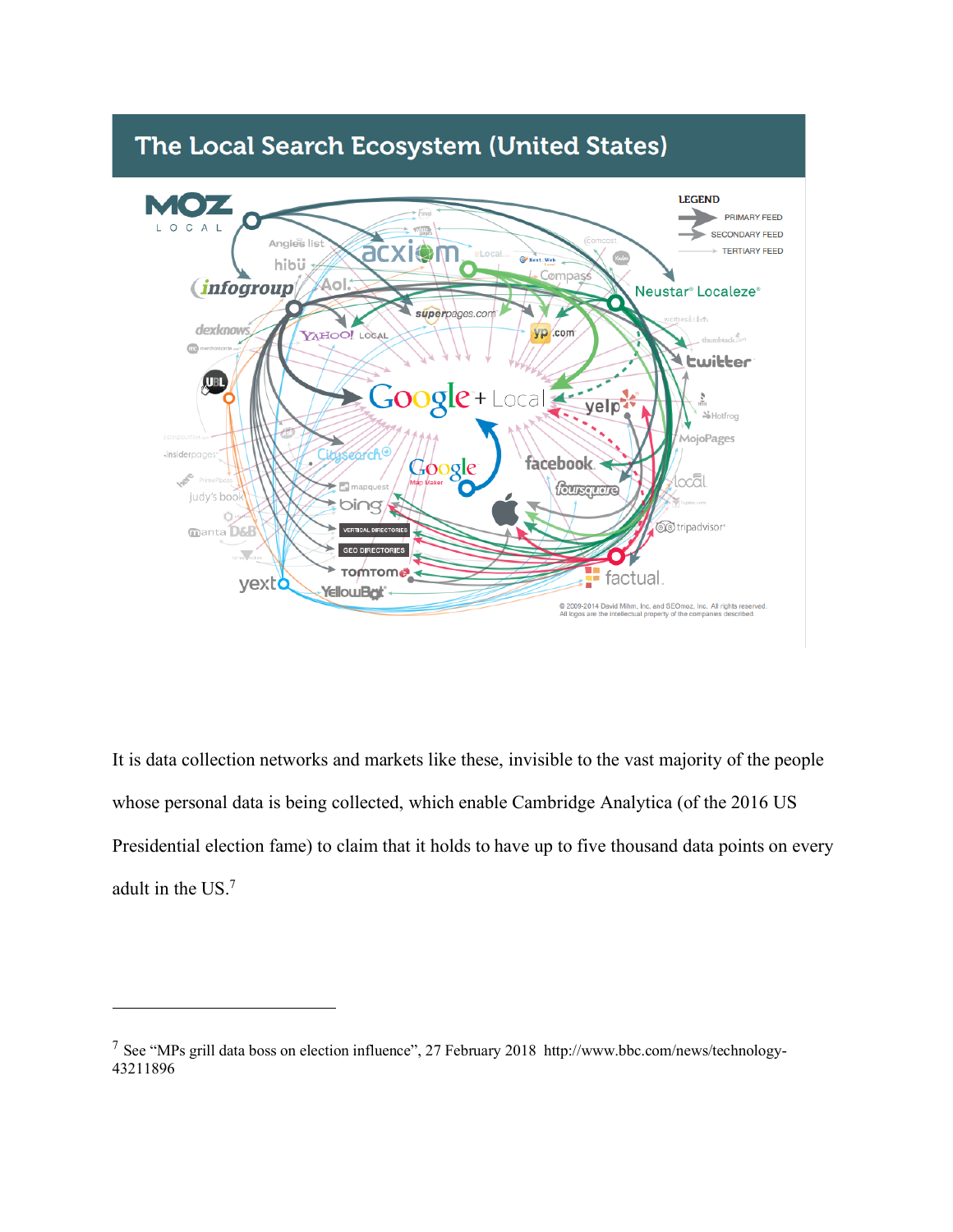The Local Search Ecosystem (United States)

LEGEND

PRIMARY FEED

SECONDARY FEED

TERTIARY FEED

© 2009-2014 David Mihm, Inc. and SEOmoz, Inc. All rights reserved.
All logos are the intellectual property of the companies described.

It is data collection networks and markets like these, invisible to the vast majority of the people whose personal data is being collected, which enable Cambridge Analytica (of the 2016 US Presidential election fame) to claim that it holds to have up to five thousand data points on every adult in the US.[7]

---

[7] See "MPs grill data boss on election influence", 27 February 2018 http://www.bbc.com/news/technology-43211896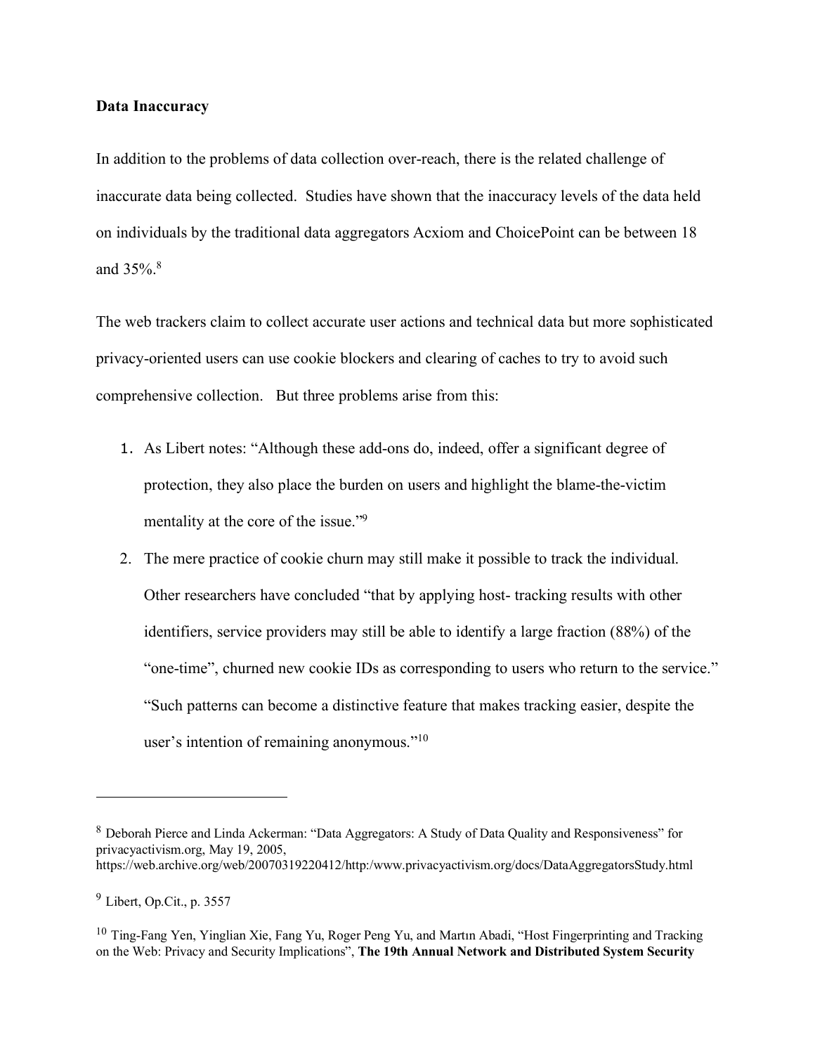**Data Inaccuracy**

In addition to the problems of data collection over-reach, there is the related challenge of inaccurate data being collected. Studies have shown that the inaccuracy levels of the data held on individuals by the traditional data aggregators Acxiom and ChoicePoint can be between 18 and 35%.[8]

The web trackers claim to collect accurate user actions and technical data but more sophisticated privacy-oriented users can use cookie blockers and clearing of caches to try to avoid such comprehensive collection. But three problems arise from this:

1. As Libert notes: "Although these add-ons do, indeed, offer a significant degree of protection, they also place the burden on users and highlight the blame-the-victim mentality at the core of the issue."[9]
2. The mere practice of cookie churn may still make it possible to track the individual. Other researchers have concluded "that by applying host- tracking results with other identifiers, service providers may still be able to identify a large fraction (88%) of the "one-time", churned new cookie IDs as corresponding to users who return to the service." "Such patterns can become a distinctive feature that makes tracking easier, despite the user's intention of remaining anonymous."[10]

---

[8] Deborah Pierce and Linda Ackerman: "Data Aggregators: A Study of Data Quality and Responsiveness" for privacyactivism.org, May 19, 2005, https://web.archive.org/web/20070319220412/http:/www.privacyactivism.org/docs/DataAggregatorsStudy.html

[9] Libert, Op.Cit., p. 3557

[10] Ting-Fang Yen, Yinglian Xie, Fang Yu, Roger Peng Yu, and Martın Abadi, "Host Fingerprinting and Tracking on the Web: Privacy and Security Implications", **The 19th Annual Network and Distributed System Security**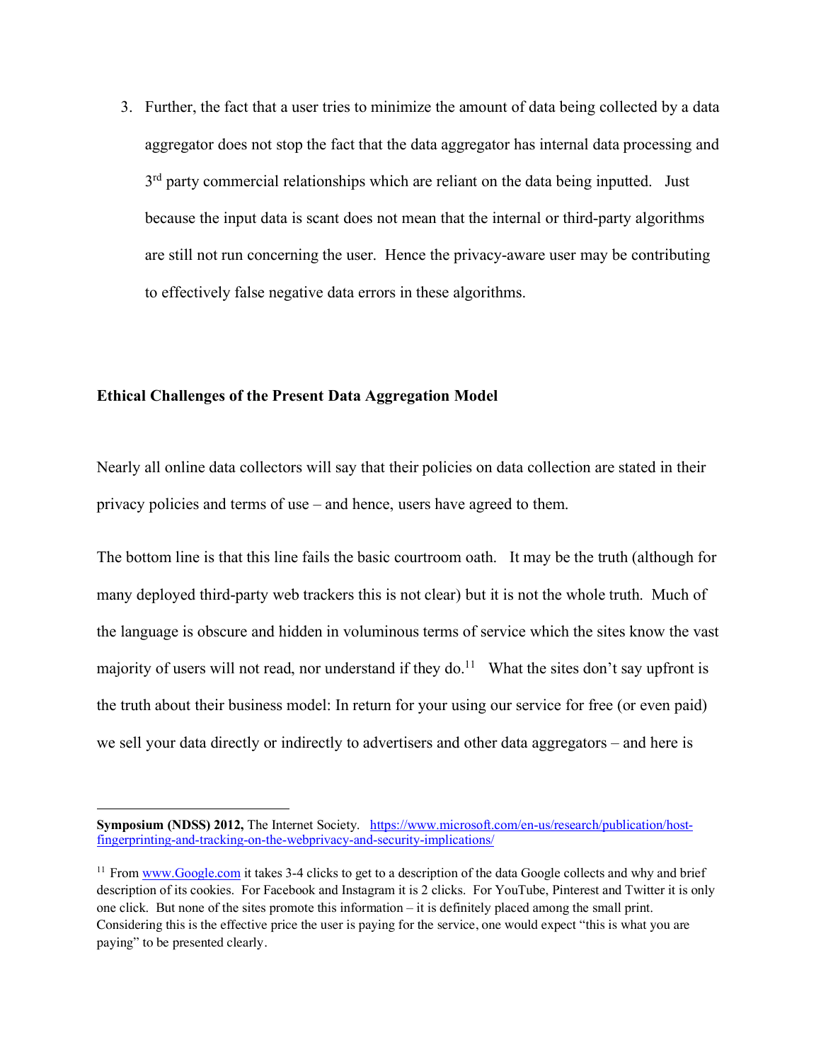3. Further, the fact that a user tries to minimize the amount of data being collected by a data aggregator does not stop the fact that the data aggregator has internal data processing and 3rd party commercial relationships which are reliant on the data being inputted. Just because the input data is scant does not mean that the internal or third-party algorithms are still not run concerning the user. Hence the privacy-aware user may be contributing to effectively false negative data errors in these algorithms.

**Ethical Challenges of the Present Data Aggregation Model**

Nearly all online data collectors will say that their policies on data collection are stated in their privacy policies and terms of use – and hence, users have agreed to them.

The bottom line is that this line fails the basic courtroom oath. It may be the truth (although for many deployed third-party web trackers this is not clear) but it is not the whole truth. Much of the language is obscure and hidden in voluminous terms of service which the sites know the vast majority of users will not read, nor understand if they do.[11] What the sites don't say upfront is the truth about their business model: In return for your using our service for free (or even paid) we sell your data directly or indirectly to advertisers and other data aggregators – and here is

---

**Symposium (NDSS) 2012,** The Internet Society. https://www.microsoft.com/en-us/research/publication/host-fingerprinting-and-tracking-on-the-webprivacy-and-security-implications/

[11] From www.Google.com it takes 3-4 clicks to get to a description of the data Google collects and why and brief description of its cookies. For Facebook and Instagram it is 2 clicks. For YouTube, Pinterest and Twitter it is only one click. But none of the sites promote this information – it is definitely placed among the small print. Considering this is the effective price the user is paying for the service, one would expect "this is what you are paying" to be presented clearly.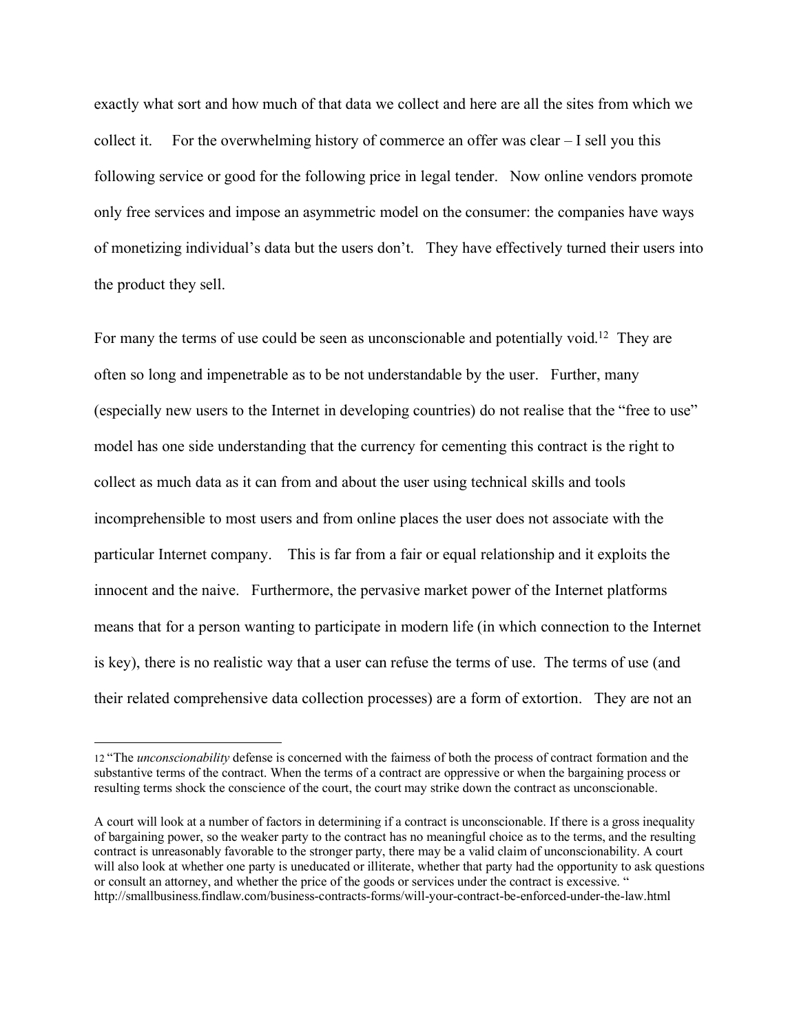exactly what sort and how much of that data we collect and here are all the sites from which we collect it. For the overwhelming history of commerce an offer was clear – I sell you this following service or good for the following price in legal tender. Now online vendors promote only free services and impose an asymmetric model on the consumer: the companies have ways of monetizing individual's data but the users don't. They have effectively turned their users into the product they sell.

For many the terms of use could be seen as unconscionable and potentially void.[12] They are often so long and impenetrable as to be not understandable by the user. Further, many (especially new users to the Internet in developing countries) do not realise that the "free to use" model has one side understanding that the currency for cementing this contract is the right to collect as much data as it can from and about the user using technical skills and tools incomprehensible to most users and from online places the user does not associate with the particular Internet company. This is far from a fair or equal relationship and it exploits the innocent and the naive. Furthermore, the pervasive market power of the Internet platforms means that for a person wanting to participate in modern life (in which connection to the Internet is key), there is no realistic way that a user can refuse the terms of use. The terms of use (and their related comprehensive data collection processes) are a form of extortion. They are not an

---

[12] "The *unconscionability* defense is concerned with the fairness of both the process of contract formation and the substantive terms of the contract. When the terms of a contract are oppressive or when the bargaining process or resulting terms shock the conscience of the court, the court may strike down the contract as unconscionable.

A court will look at a number of factors in determining if a contract is unconscionable. If there is a gross inequality of bargaining power, so the weaker party to the contract has no meaningful choice as to the terms, and the resulting contract is unreasonably favorable to the stronger party, there may be a valid claim of unconscionability. A court will also look at whether one party is uneducated or illiterate, whether that party had the opportunity to ask questions or consult an attorney, and whether the price of the goods or services under the contract is excessive. "
http://smallbusiness.findlaw.com/business-contracts-forms/will-your-contract-be-enforced-under-the-law.html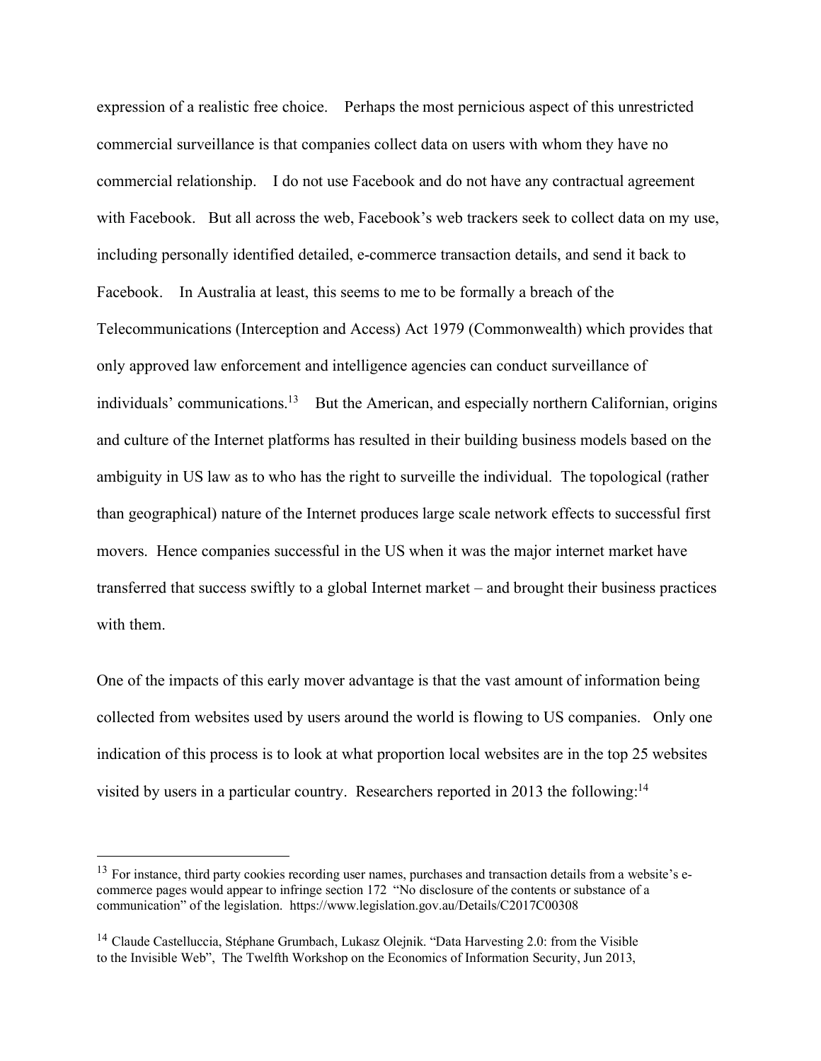expression of a realistic free choice. Perhaps the most pernicious aspect of this unrestricted commercial surveillance is that companies collect data on users with whom they have no commercial relationship. I do not use Facebook and do not have any contractual agreement with Facebook. But all across the web, Facebook's web trackers seek to collect data on my use, including personally identified detailed, e-commerce transaction details, and send it back to Facebook. In Australia at least, this seems to me to be formally a breach of the Telecommunications (Interception and Access) Act 1979 (Commonwealth) which provides that only approved law enforcement and intelligence agencies can conduct surveillance of individuals' communications.[13] But the American, and especially northern Californian, origins and culture of the Internet platforms has resulted in their building business models based on the ambiguity in US law as to who has the right to surveille the individual. The topological (rather than geographical) nature of the Internet produces large scale network effects to successful first movers. Hence companies successful in the US when it was the major internet market have transferred that success swiftly to a global Internet market – and brought their business practices with them.

One of the impacts of this early mover advantage is that the vast amount of information being collected from websites used by users around the world is flowing to US companies. Only one indication of this process is to look at what proportion local websites are in the top 25 websites visited by users in a particular country. Researchers reported in 2013 the following:[14]

---

[13] For instance, third party cookies recording user names, purchases and transaction details from a website's e-commerce pages would appear to infringe section 172 "No disclosure of the contents or substance of a communication" of the legislation. https://www.legislation.gov.au/Details/C2017C00308

[14] Claude Castelluccia, Stéphane Grumbach, Lukasz Olejnik. "Data Harvesting 2.0: from the Visible to the Invisible Web", The Twelfth Workshop on the Economics of Information Security, Jun 2013,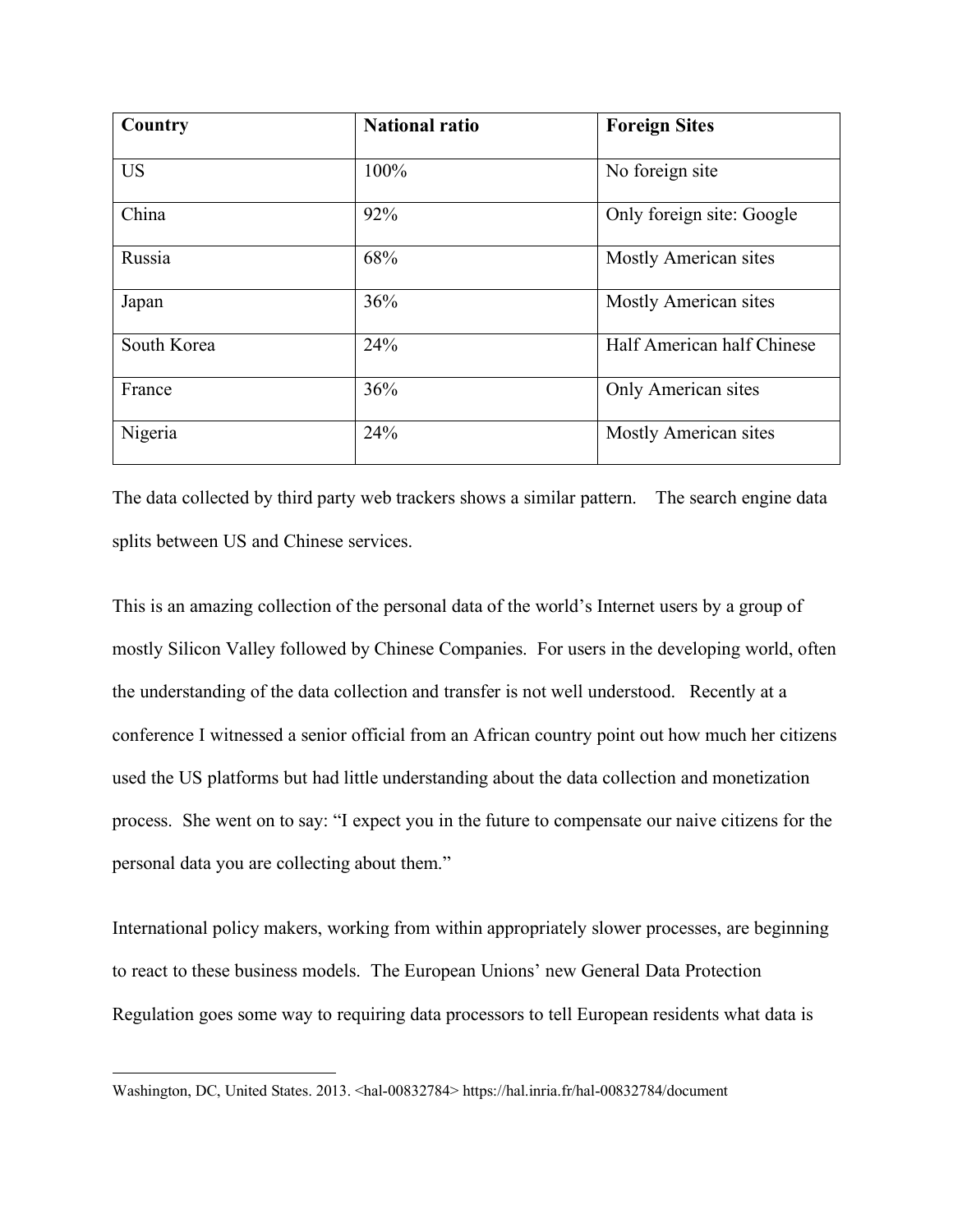| Country | National ratio | Foreign Sites |
| --- | --- | --- |
| US | 100% | No foreign site |
| China | 92% | Only foreign site: Google |
| Russia | 68% | Mostly American sites |
| Japan | 36% | Mostly American sites |
| South Korea | 24% | Half American half Chinese |
| France | 36% | Only American sites |
| Nigeria | 24% | Mostly American sites |

The data collected by third party web trackers shows a similar pattern. The search engine data splits between US and Chinese services.

This is an amazing collection of the personal data of the world's Internet users by a group of mostly Silicon Valley followed by Chinese Companies. For users in the developing world, often the understanding of the data collection and transfer is not well understood. Recently at a conference I witnessed a senior official from an African country point out how much her citizens used the US platforms but had little understanding about the data collection and monetization process. She went on to say: "I expect you in the future to compensate our naive citizens for the personal data you are collecting about them."

International policy makers, working from within appropriately slower processes, are beginning to react to these business models. The European Unions' new General Data Protection Regulation goes some way to requiring data processors to tell European residents what data is

Washington, DC, United States. 2013. <hal-00832784> https://hal.inria.fr/hal-00832784/document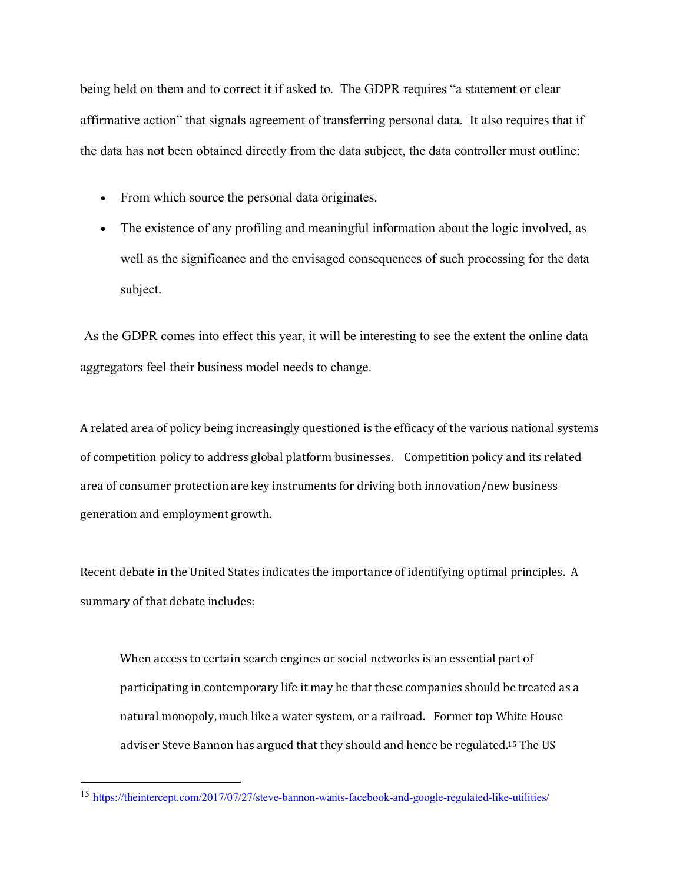being held on them and to correct it if asked to. The GDPR requires "a statement or clear affirmative action" that signals agreement of transferring personal data. It also requires that if the data has not been obtained directly from the data subject, the data controller must outline:

- From which source the personal data originates.
- The existence of any profiling and meaningful information about the logic involved, as well as the significance and the envisaged consequences of such processing for the data subject.

As the GDPR comes into effect this year, it will be interesting to see the extent the online data aggregators feel their business model needs to change.

A related area of policy being increasingly questioned is the efficacy of the various national systems of competition policy to address global platform businesses. Competition policy and its related area of consumer protection are key instruments for driving both innovation/new business generation and employment growth.

Recent debate in the United States indicates the importance of identifying optimal principles. A summary of that debate includes:

> When access to certain search engines or social networks is an essential part of participating in contemporary life it may be that these companies should be treated as a natural monopoly, much like a water system, or a railroad. Former top White House adviser Steve Bannon has argued that they should and hence be regulated.[15] The US

[15] https://theintercept.com/2017/07/27/steve-bannon-wants-facebook-and-google-regulated-like-utilities/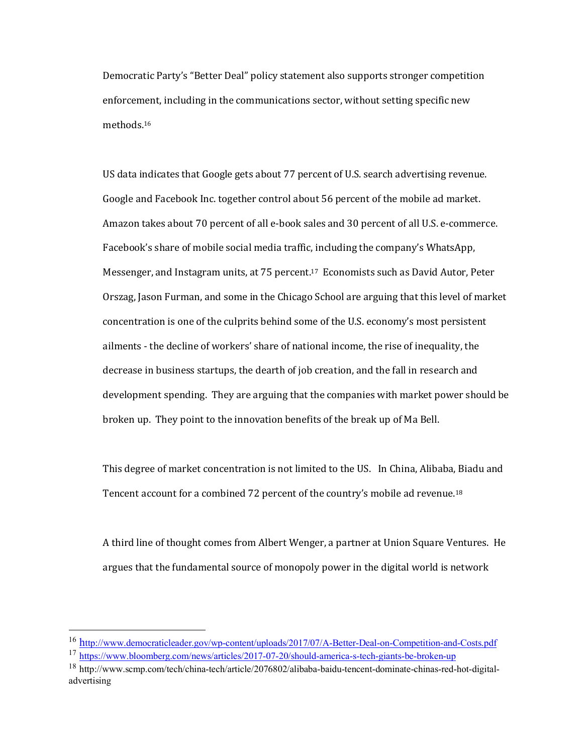Democratic Party's "Better Deal" policy statement also supports stronger competition enforcement, including in the communications sector, without setting specific new methods.[16]

US data indicates that Google gets about 77 percent of U.S. search advertising revenue. Google and Facebook Inc. together control about 56 percent of the mobile ad market. Amazon takes about 70 percent of all e-book sales and 30 percent of all U.S. e-commerce. Facebook's share of mobile social media traffic, including the company's WhatsApp, Messenger, and Instagram units, at 75 percent.[17] Economists such as David Autor, Peter Orszag, Jason Furman, and some in the Chicago School are arguing that this level of market concentration is one of the culprits behind some of the U.S. economy's most persistent ailments - the decline of workers' share of national income, the rise of inequality, the decrease in business startups, the dearth of job creation, and the fall in research and development spending. They are arguing that the companies with market power should be broken up. They point to the innovation benefits of the break up of Ma Bell.

This degree of market concentration is not limited to the US. In China, Alibaba, Biadu and Tencent account for a combined 72 percent of the country's mobile ad revenue.[18]

A third line of thought comes from Albert Wenger, a partner at Union Square Ventures. He argues that the fundamental source of monopoly power in the digital world is network

---

[16] http://www.democraticleader.gov/wp-content/uploads/2017/07/A-Better-Deal-on-Competition-and-Costs.pdf

[17] https://www.bloomberg.com/news/articles/2017-07-20/should-america-s-tech-giants-be-broken-up

[18] http://www.scmp.com/tech/china-tech/article/2076802/alibaba-baidu-tencent-dominate-chinas-red-hot-digital-advertising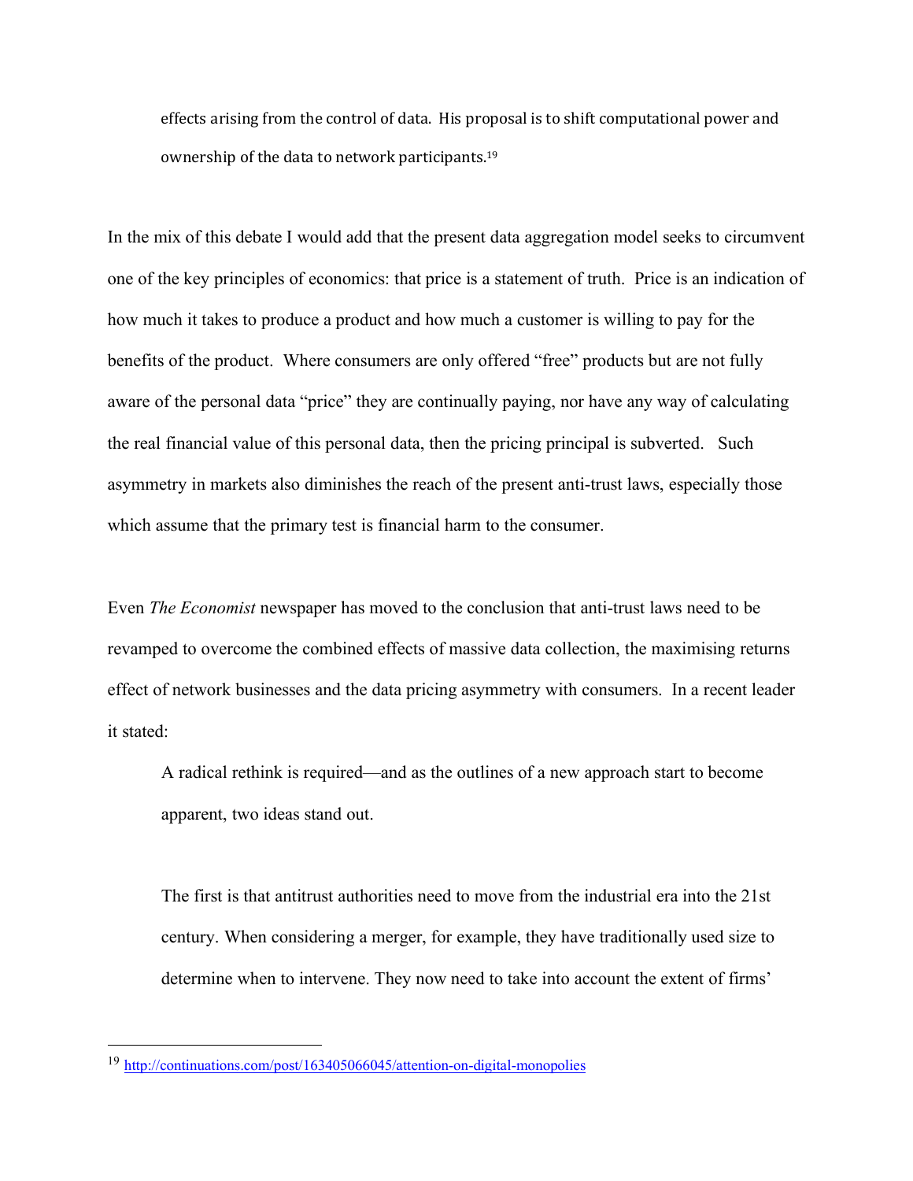> effects arising from the control of data. His proposal is to shift computational power and ownership of the data to network participants.[19]

In the mix of this debate I would add that the present data aggregation model seeks to circumvent one of the key principles of economics: that price is a statement of truth. Price is an indication of how much it takes to produce a product and how much a customer is willing to pay for the benefits of the product. Where consumers are only offered "free" products but are not fully aware of the personal data "price" they are continually paying, nor have any way of calculating the real financial value of this personal data, then the pricing principal is subverted. Such asymmetry in markets also diminishes the reach of the present anti-trust laws, especially those which assume that the primary test is financial harm to the consumer.

Even *The Economist* newspaper has moved to the conclusion that anti-trust laws need to be revamped to overcome the combined effects of massive data collection, the maximising returns effect of network businesses and the data pricing asymmetry with consumers. In a recent leader it stated:

> A radical rethink is required—and as the outlines of a new approach start to become apparent, two ideas stand out.
>
> The first is that antitrust authorities need to move from the industrial era into the 21st century. When considering a merger, for example, they have traditionally used size to determine when to intervene. They now need to take into account the extent of firms'

---

[19] http://continuations.com/post/163405066045/attention-on-digital-monopolies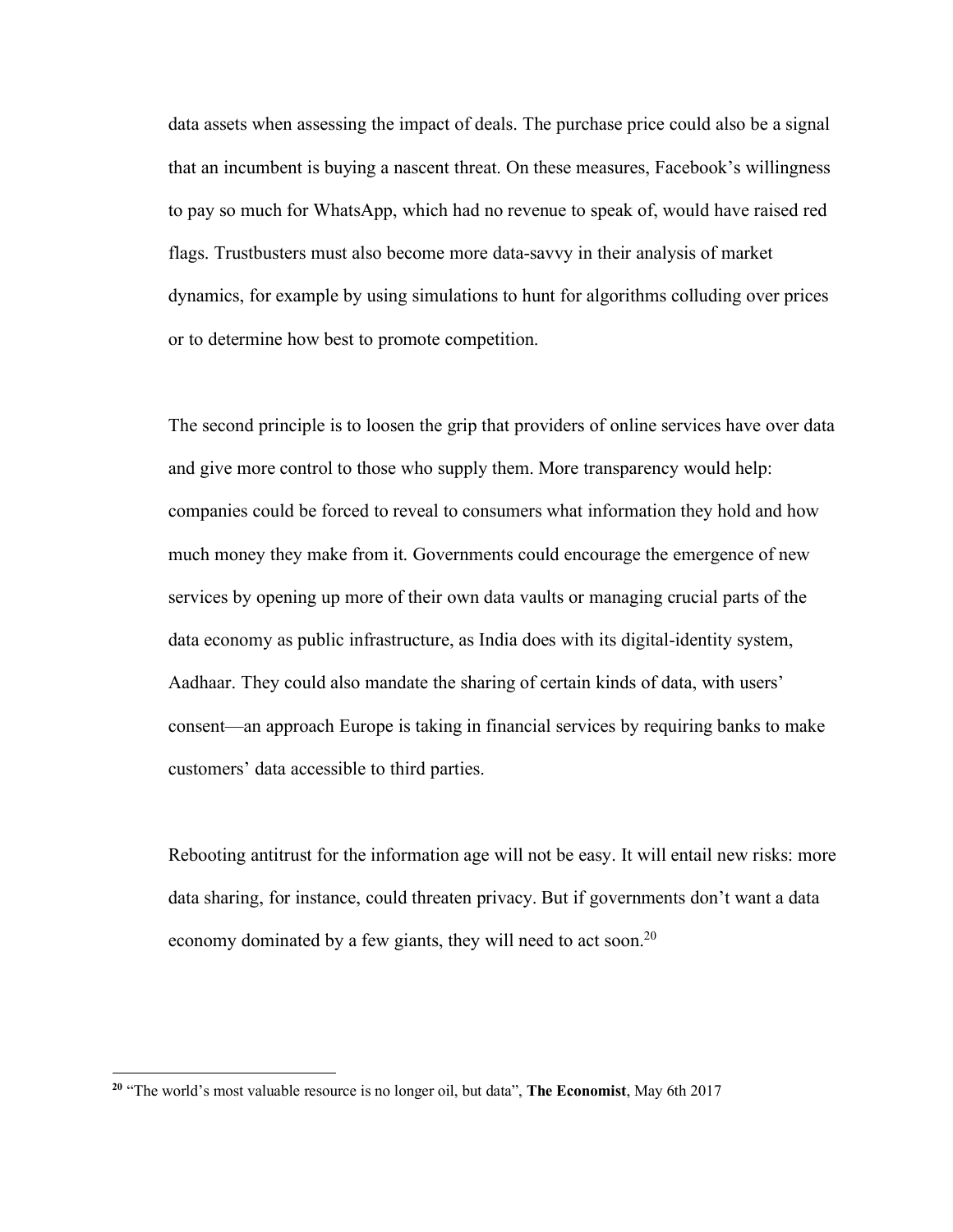data assets when assessing the impact of deals. The purchase price could also be a signal that an incumbent is buying a nascent threat. On these measures, Facebook's willingness to pay so much for WhatsApp, which had no revenue to speak of, would have raised red flags. Trustbusters must also become more data-savvy in their analysis of market dynamics, for example by using simulations to hunt for algorithms colluding over prices or to determine how best to promote competition.

The second principle is to loosen the grip that providers of online services have over data and give more control to those who supply them. More transparency would help: companies could be forced to reveal to consumers what information they hold and how much money they make from it. Governments could encourage the emergence of new services by opening up more of their own data vaults or managing crucial parts of the data economy as public infrastructure, as India does with its digital-identity system, Aadhaar. They could also mandate the sharing of certain kinds of data, with users' consent—an approach Europe is taking in financial services by requiring banks to make customers' data accessible to third parties.

Rebooting antitrust for the information age will not be easy. It will entail new risks: more data sharing, for instance, could threaten privacy. But if governments don't want a data economy dominated by a few giants, they will need to act soon.[20]

---

[20] "The world's most valuable resource is no longer oil, but data", **The Economist**, May 6th 2017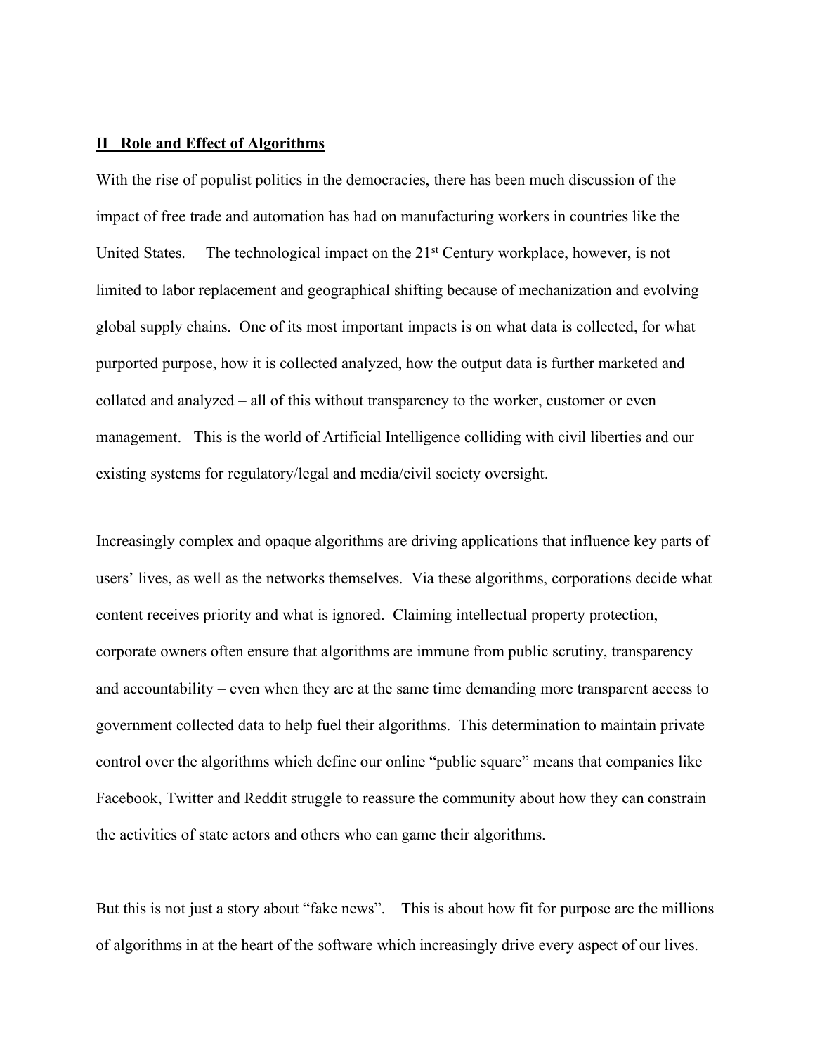## II Role and Effect of Algorithms

With the rise of populist politics in the democracies, there has been much discussion of the impact of free trade and automation has had on manufacturing workers in countries like the United States. The technological impact on the 21st Century workplace, however, is not limited to labor replacement and geographical shifting because of mechanization and evolving global supply chains. One of its most important impacts is on what data is collected, for what purported purpose, how it is collected analyzed, how the output data is further marketed and collated and analyzed – all of this without transparency to the worker, customer or even management. This is the world of Artificial Intelligence colliding with civil liberties and our existing systems for regulatory/legal and media/civil society oversight.

Increasingly complex and opaque algorithms are driving applications that influence key parts of users' lives, as well as the networks themselves. Via these algorithms, corporations decide what content receives priority and what is ignored. Claiming intellectual property protection, corporate owners often ensure that algorithms are immune from public scrutiny, transparency and accountability – even when they are at the same time demanding more transparent access to government collected data to help fuel their algorithms. This determination to maintain private control over the algorithms which define our online "public square" means that companies like Facebook, Twitter and Reddit struggle to reassure the community about how they can constrain the activities of state actors and others who can game their algorithms.

But this is not just a story about "fake news". This is about how fit for purpose are the millions of algorithms in at the heart of the software which increasingly drive every aspect of our lives.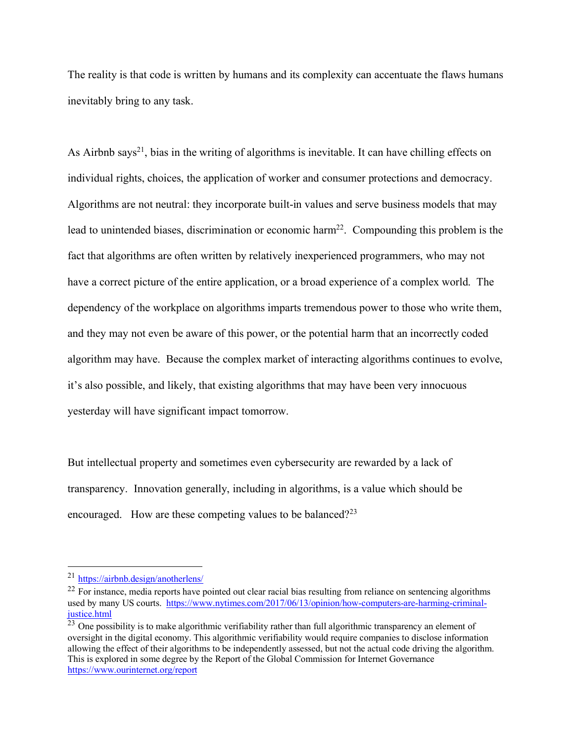The reality is that code is written by humans and its complexity can accentuate the flaws humans inevitably bring to any task.

As Airbnb says[21], bias in the writing of algorithms is inevitable. It can have chilling effects on individual rights, choices, the application of worker and consumer protections and democracy. Algorithms are not neutral: they incorporate built-in values and serve business models that may lead to unintended biases, discrimination or economic harm[22]. Compounding this problem is the fact that algorithms are often written by relatively inexperienced programmers, who may not have a correct picture of the entire application, or a broad experience of a complex world. The dependency of the workplace on algorithms imparts tremendous power to those who write them, and they may not even be aware of this power, or the potential harm that an incorrectly coded algorithm may have. Because the complex market of interacting algorithms continues to evolve, it's also possible, and likely, that existing algorithms that may have been very innocuous yesterday will have significant impact tomorrow.

But intellectual property and sometimes even cybersecurity are rewarded by a lack of transparency. Innovation generally, including in algorithms, is a value which should be encouraged. How are these competing values to be balanced?[23]

---

[21] https://airbnb.design/anotherlens/

[22] For instance, media reports have pointed out clear racial bias resulting from reliance on sentencing algorithms used by many US courts. https://www.nytimes.com/2017/06/13/opinion/how-computers-are-harming-criminal-justice.html

[23] One possibility is to make algorithmic verifiability rather than full algorithmic transparency an element of oversight in the digital economy. This algorithmic verifiability would require companies to disclose information allowing the effect of their algorithms to be independently assessed, but not the actual code driving the algorithm. This is explored in some degree by the Report of the Global Commission for Internet Governance https://www.ourinternet.org/report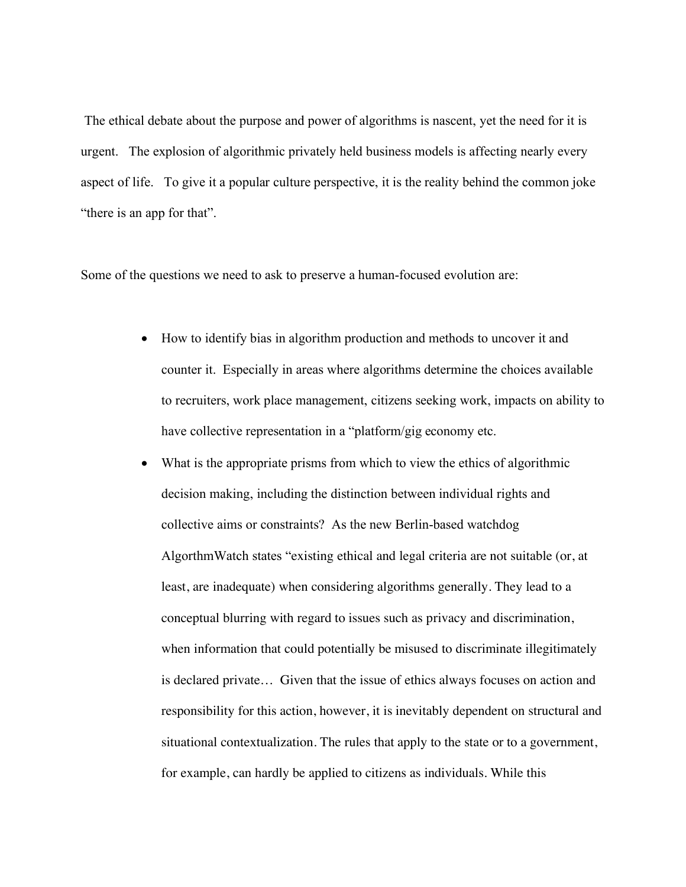The ethical debate about the purpose and power of algorithms is nascent, yet the need for it is urgent. The explosion of algorithmic privately held business models is affecting nearly every aspect of life. To give it a popular culture perspective, it is the reality behind the common joke "there is an app for that".

Some of the questions we need to ask to preserve a human-focused evolution are:

- How to identify bias in algorithm production and methods to uncover it and counter it. Especially in areas where algorithms determine the choices available to recruiters, work place management, citizens seeking work, impacts on ability to have collective representation in a "platform/gig economy etc.
- What is the appropriate prisms from which to view the ethics of algorithmic decision making, including the distinction between individual rights and collective aims or constraints? As the new Berlin-based watchdog AlgorthmWatch states "existing ethical and legal criteria are not suitable (or, at least, are inadequate) when considering algorithms generally. They lead to a conceptual blurring with regard to issues such as privacy and discrimination, when information that could potentially be misused to discriminate illegitimately is declared private… Given that the issue of ethics always focuses on action and responsibility for this action, however, it is inevitably dependent on structural and situational contextualization. The rules that apply to the state or to a government, for example, can hardly be applied to citizens as individuals. While this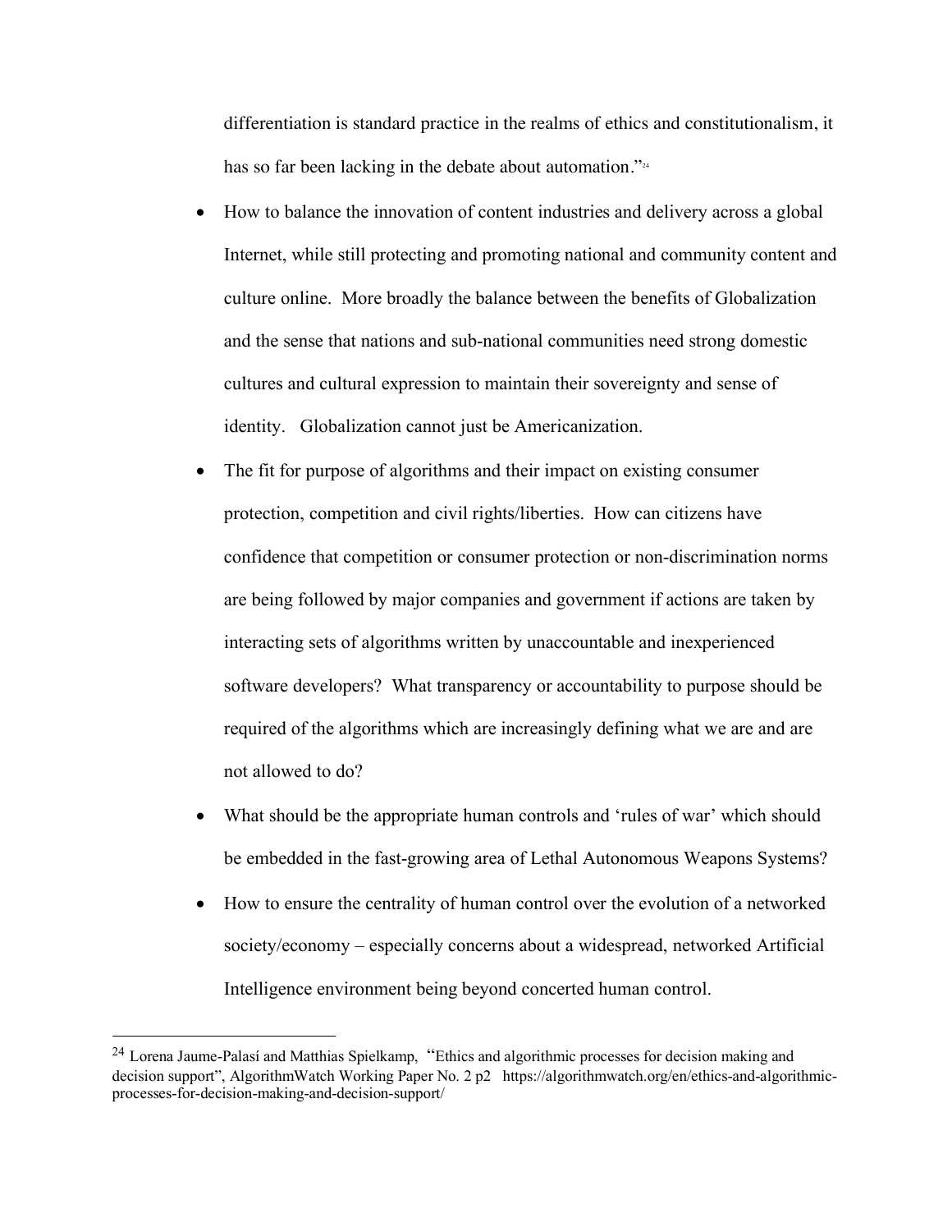differentiation is standard practice in the realms of ethics and constitutionalism, it has so far been lacking in the debate about automation."[24]

- How to balance the innovation of content industries and delivery across a global Internet, while still protecting and promoting national and community content and culture online. More broadly the balance between the benefits of Globalization and the sense that nations and sub-national communities need strong domestic cultures and cultural expression to maintain their sovereignty and sense of identity. Globalization cannot just be Americanization.
- The fit for purpose of algorithms and their impact on existing consumer protection, competition and civil rights/liberties. How can citizens have confidence that competition or consumer protection or non-discrimination norms are being followed by major companies and government if actions are taken by interacting sets of algorithms written by unaccountable and inexperienced software developers? What transparency or accountability to purpose should be required of the algorithms which are increasingly defining what we are and are not allowed to do?
- What should be the appropriate human controls and 'rules of war' which should be embedded in the fast-growing area of Lethal Autonomous Weapons Systems?
- How to ensure the centrality of human control over the evolution of a networked society/economy – especially concerns about a widespread, networked Artificial Intelligence environment being beyond concerted human control.

---

[24] Lorena Jaume-Palasí and Matthias Spielkamp, "Ethics and algorithmic processes for decision making and decision support", AlgorithmWatch Working Paper No. 2 p2 https://algorithmwatch.org/en/ethics-and-algorithmic-processes-for-decision-making-and-decision-support/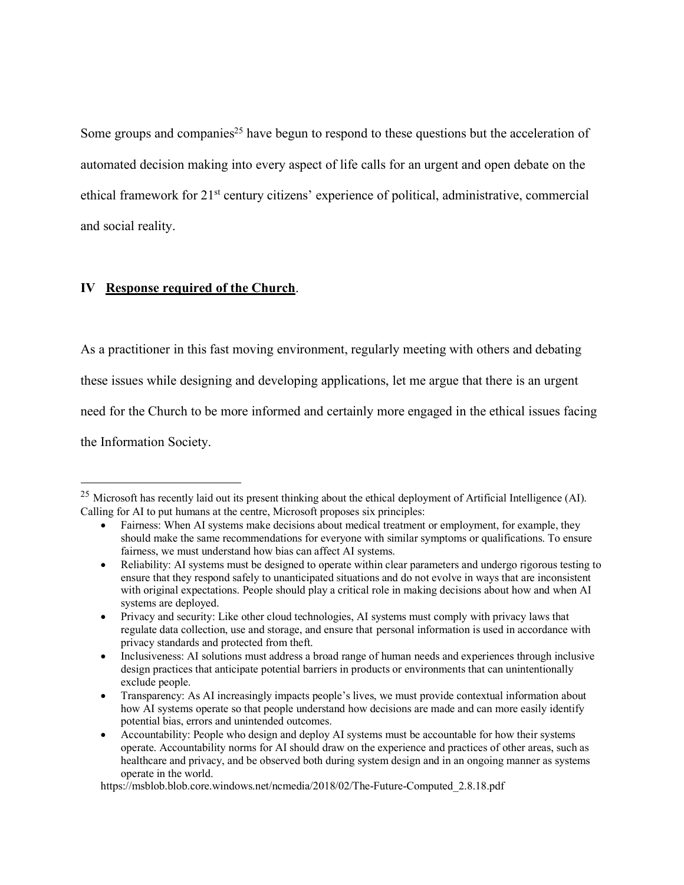Some groups and companies[25] have begun to respond to these questions but the acceleration of automated decision making into every aspect of life calls for an urgent and open debate on the ethical framework for 21st century citizens' experience of political, administrative, commercial and social reality.

## IV **Response required of the Church**.

As a practitioner in this fast moving environment, regularly meeting with others and debating these issues while designing and developing applications, let me argue that there is an urgent need for the Church to be more informed and certainly more engaged in the ethical issues facing the Information Society.

---

[25] Microsoft has recently laid out its present thinking about the ethical deployment of Artificial Intelligence (AI). Calling for AI to put humans at the centre, Microsoft proposes six principles:

- Fairness: When AI systems make decisions about medical treatment or employment, for example, they should make the same recommendations for everyone with similar symptoms or qualifications. To ensure fairness, we must understand how bias can affect AI systems.
- Reliability: AI systems must be designed to operate within clear parameters and undergo rigorous testing to ensure that they respond safely to unanticipated situations and do not evolve in ways that are inconsistent with original expectations. People should play a critical role in making decisions about how and when AI systems are deployed.
- Privacy and security: Like other cloud technologies, AI systems must comply with privacy laws that regulate data collection, use and storage, and ensure that personal information is used in accordance with privacy standards and protected from theft.
- Inclusiveness: AI solutions must address a broad range of human needs and experiences through inclusive design practices that anticipate potential barriers in products or environments that can unintentionally exclude people.
- Transparency: As AI increasingly impacts people's lives, we must provide contextual information about how AI systems operate so that people understand how decisions are made and can more easily identify potential bias, errors and unintended outcomes.
- Accountability: People who design and deploy AI systems must be accountable for how their systems operate. Accountability norms for AI should draw on the experience and practices of other areas, such as healthcare and privacy, and be observed both during system design and in an ongoing manner as systems operate in the world.

https://msblob.blob.core.windows.net/ncmedia/2018/02/The-Future-Computed_2.8.18.pdf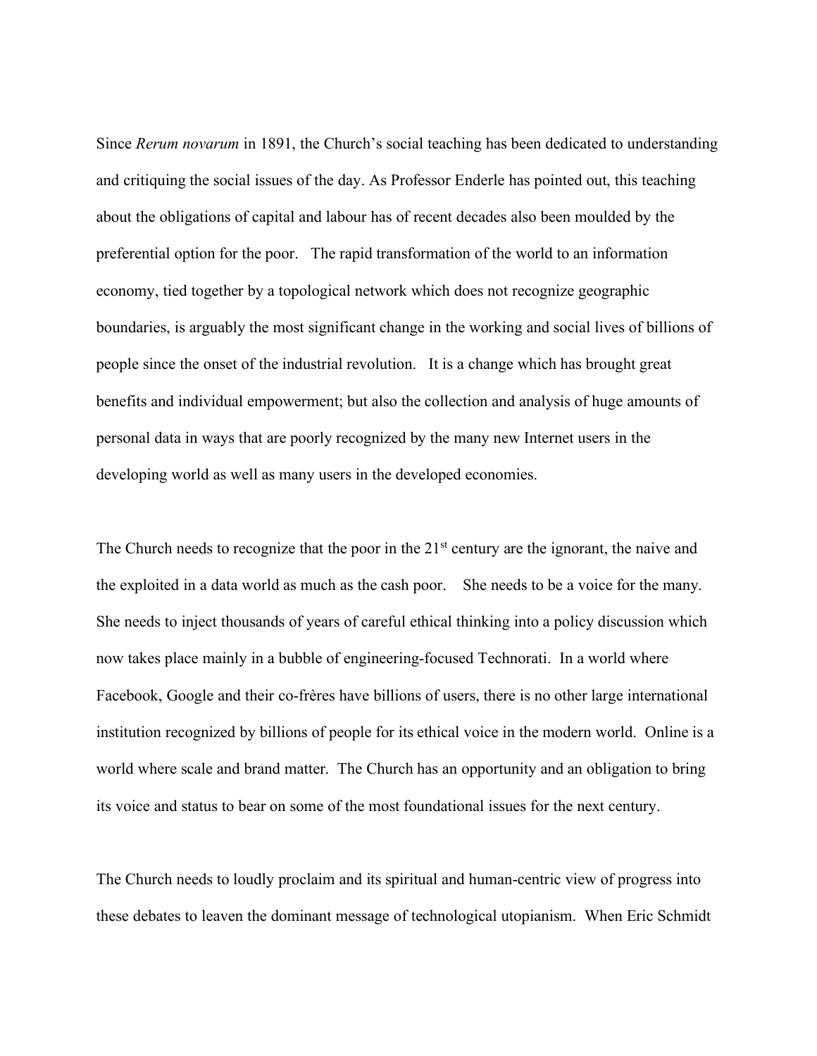Since *Rerum novarum* in 1891, the Church's social teaching has been dedicated to understanding and critiquing the social issues of the day. As Professor Enderle has pointed out, this teaching about the obligations of capital and labour has of recent decades also been moulded by the preferential option for the poor. The rapid transformation of the world to an information economy, tied together by a topological network which does not recognize geographic boundaries, is arguably the most significant change in the working and social lives of billions of people since the onset of the industrial revolution. It is a change which has brought great benefits and individual empowerment; but also the collection and analysis of huge amounts of personal data in ways that are poorly recognized by the many new Internet users in the developing world as well as many users in the developed economies.

The Church needs to recognize that the poor in the 21st century are the ignorant, the naive and the exploited in a data world as much as the cash poor. She needs to be a voice for the many. She needs to inject thousands of years of careful ethical thinking into a policy discussion which now takes place mainly in a bubble of engineering-focused Technorati. In a world where Facebook, Google and their co-frères have billions of users, there is no other large international institution recognized by billions of people for its ethical voice in the modern world. Online is a world where scale and brand matter. The Church has an opportunity and an obligation to bring its voice and status to bear on some of the most foundational issues for the next century.

The Church needs to loudly proclaim and its spiritual and human-centric view of progress into these debates to leaven the dominant message of technological utopianism. When Eric Schmidt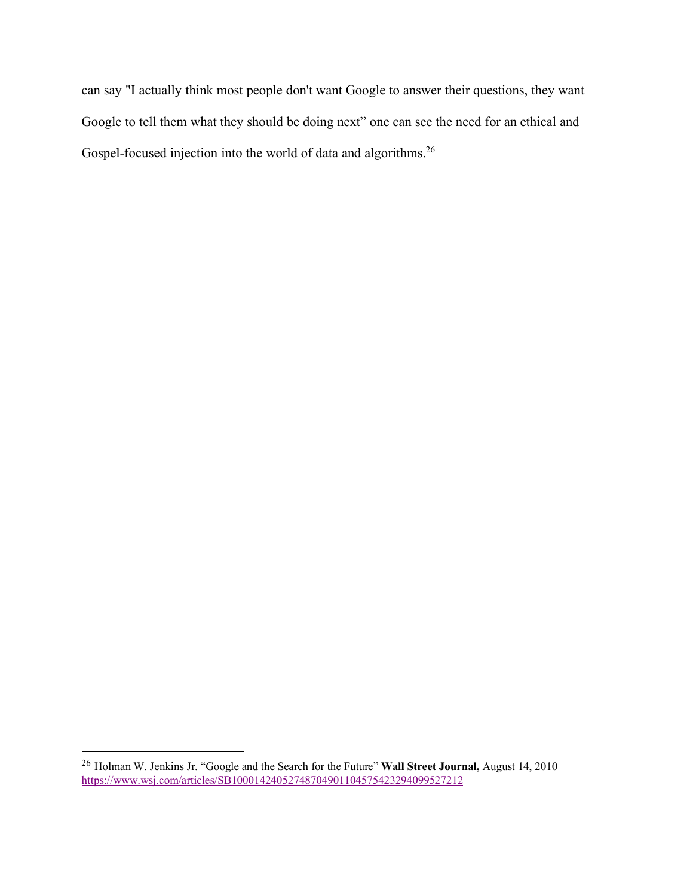can say "I actually think most people don't want Google to answer their questions, they want Google to tell them what they should be doing next" one can see the need for an ethical and Gospel-focused injection into the world of data and algorithms.[26]

---

[26] Holman W. Jenkins Jr. "Google and the Search for the Future" **Wall Street Journal,** August 14, 2010 https://www.wsj.com/articles/SB10001424052748704901104575423294099527212